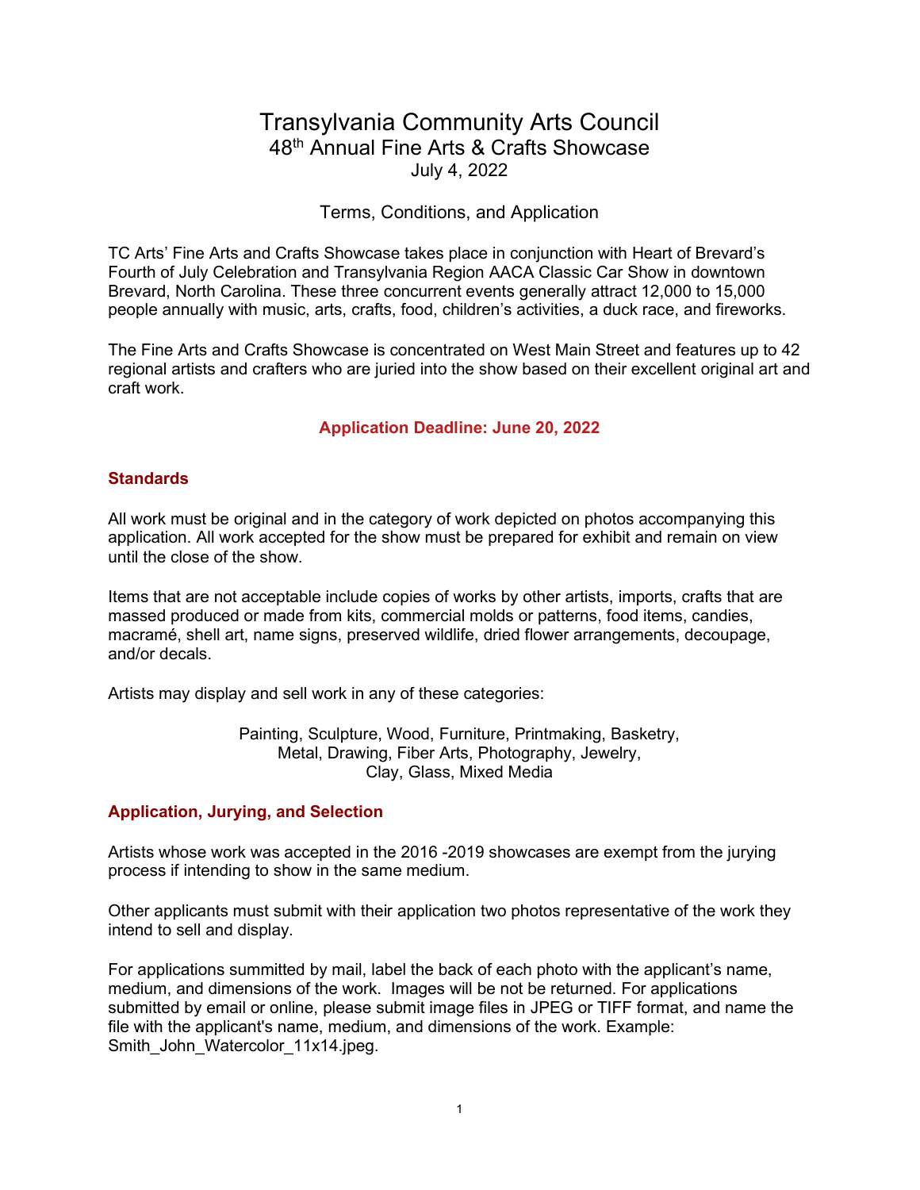# Transylvania Community Arts Council

## 48th Annual Fine Arts & Crafts Showcase

July 4, 2022

Terms, Conditions, and Application

TC Arts' Fine Arts and Crafts Showcase takes place in conjunction with Heart of Brevard's Fourth of July Celebration and Transylvania Region AACA Classic Car Show in downtown Brevard, North Carolina. These three concurrent events generally attract 12,000 to 15,000 people annually with music, arts, crafts, food, children's activities, a duck race, and fireworks.

The Fine Arts and Crafts Showcase is concentrated on West Main Street and features up to 42 regional artists and crafters who are juried into the show based on their excellent original art and craft work.

**Application Deadline: June 20, 2022**

### Standards

All work must be original and in the category of work depicted on photos accompanying this application. All work accepted for the show must be prepared for exhibit and remain on view until the close of the show.

Items that are not acceptable include copies of works by other artists, imports, crafts that are massed produced or made from kits, commercial molds or patterns, food items, candies, macramé, shell art, name signs, preserved wildlife, dried flower arrangements, decoupage, and/or decals.

Artists may display and sell work in any of these categories:

Painting, Sculpture, Wood, Furniture, Printmaking, Basketry,
Metal, Drawing, Fiber Arts, Photography, Jewelry,
Clay, Glass, Mixed Media

### Application, Jurying, and Selection

Artists whose work was accepted in the 2016 -2019 showcases are exempt from the jurying process if intending to show in the same medium.

Other applicants must submit with their application two photos representative of the work they intend to sell and display.

For applications summitted by mail, label the back of each photo with the applicant's name, medium, and dimensions of the work. Images will be not be returned. For applications submitted by email or online, please submit image files in JPEG or TIFF format, and name the file with the applicant's name, medium, and dimensions of the work. Example: Smith_John_Watercolor_11x14.jpeg.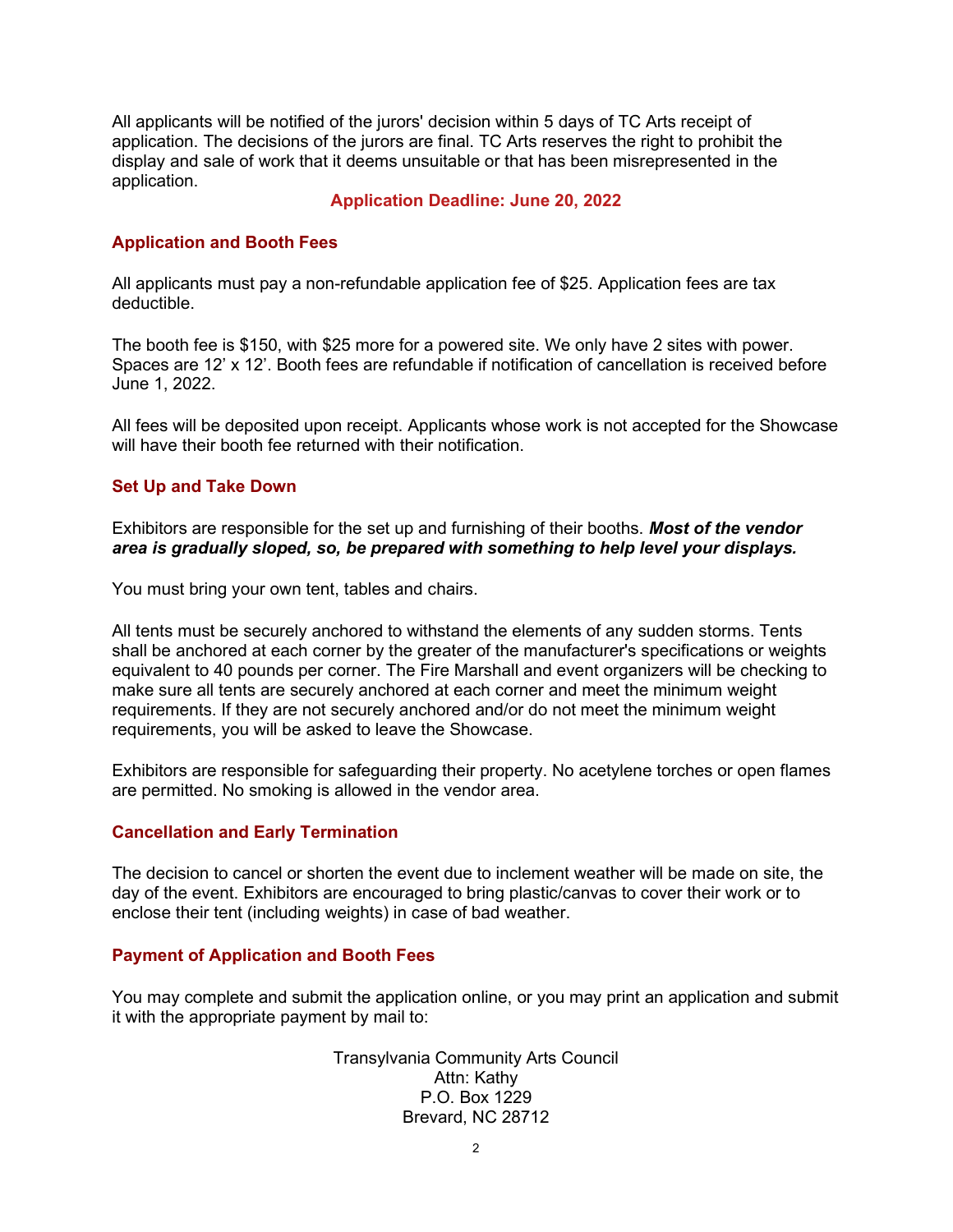All applicants will be notified of the jurors' decision within 5 days of TC Arts receipt of application. The decisions of the jurors are final. TC Arts reserves the right to prohibit the display and sale of work that it deems unsuitable or that has been misrepresented in the application.

**Application Deadline: June 20, 2022**

### Application and Booth Fees

All applicants must pay a non-refundable application fee of $25. Application fees are tax deductible.

The booth fee is $150, with $25 more for a powered site. We only have 2 sites with power. Spaces are 12' x 12'. Booth fees are refundable if notification of cancellation is received before June 1, 2022.

All fees will be deposited upon receipt. Applicants whose work is not accepted for the Showcase will have their booth fee returned with their notification.

### Set Up and Take Down

Exhibitors are responsible for the set up and furnishing of their booths. ***Most of the vendor area is gradually sloped, so, be prepared with something to help level your displays.***

You must bring your own tent, tables and chairs.

All tents must be securely anchored to withstand the elements of any sudden storms. Tents shall be anchored at each corner by the greater of the manufacturer's specifications or weights equivalent to 40 pounds per corner. The Fire Marshall and event organizers will be checking to make sure all tents are securely anchored at each corner and meet the minimum weight requirements. If they are not securely anchored and/or do not meet the minimum weight requirements, you will be asked to leave the Showcase.

Exhibitors are responsible for safeguarding their property. No acetylene torches or open flames are permitted. No smoking is allowed in the vendor area.

### Cancellation and Early Termination

The decision to cancel or shorten the event due to inclement weather will be made on site, the day of the event. Exhibitors are encouraged to bring plastic/canvas to cover their work or to enclose their tent (including weights) in case of bad weather.

### Payment of Application and Booth Fees

You may complete and submit the application online, or you may print an application and submit it with the appropriate payment by mail to:

Transylvania Community Arts Council
Attn: Kathy
P.O. Box 1229
Brevard, NC 28712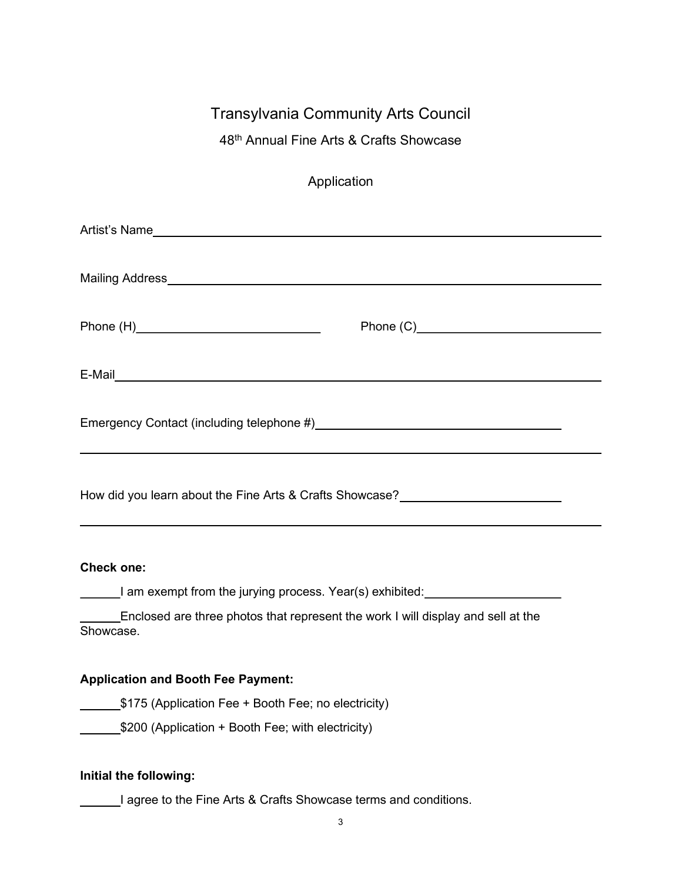# Transylvania Community Arts Council

## 48th Annual Fine Arts & Crafts Showcase

### Application

Artist's Name\_\_\_\_\_\_\_\_\_\_\_\_\_\_\_\_\_\_\_\_\_\_\_\_\_\_\_\_\_\_\_\_\_\_\_\_\_\_\_\_\_\_\_\_\_\_\_\_\_\_\_\_\_\_\_\_

Mailing Address\_\_\_\_\_\_\_\_\_\_\_\_\_\_\_\_\_\_\_\_\_\_\_\_\_\_\_\_\_\_\_\_\_\_\_\_\_\_\_\_\_\_\_\_\_\_\_\_\_\_\_\_\_\_

Phone (H)\_\_\_\_\_\_\_\_\_\_\_\_\_\_\_\_\_\_\_\_\_\_\_\_\_\_\_ Phone (C)\_\_\_\_\_\_\_\_\_\_\_\_\_\_\_\_\_\_\_\_\_\_\_\_\_\_\_

E-Mail\_\_\_\_\_\_\_\_\_\_\_\_\_\_\_\_\_\_\_\_\_\_\_\_\_\_\_\_\_\_\_\_\_\_\_\_\_\_\_\_\_\_\_\_\_\_\_\_\_\_\_\_\_\_\_\_\_\_\_\_\_\_

Emergency Contact (including telephone #)\_\_\_\_\_\_\_\_\_\_\_\_\_\_\_\_\_\_\_\_\_\_\_\_\_\_\_\_\_\_\_\_\_\_\_

\_\_\_\_\_\_\_\_\_\_\_\_\_\_\_\_\_\_\_\_\_\_\_\_\_\_\_\_\_\_\_\_\_\_\_\_\_\_\_\_\_\_\_\_\_\_\_\_\_\_\_\_\_\_\_\_\_\_\_\_\_\_\_\_\_\_\_\_\_\_

How did you learn about the Fine Arts & Crafts Showcase?\_\_\_\_\_\_\_\_\_\_\_\_\_\_\_\_\_\_\_\_\_\_

\_\_\_\_\_\_\_\_\_\_\_\_\_\_\_\_\_\_\_\_\_\_\_\_\_\_\_\_\_\_\_\_\_\_\_\_\_\_\_\_\_\_\_\_\_\_\_\_\_\_\_\_\_\_\_\_\_\_\_\_\_\_\_\_\_\_\_\_\_\_

**Check one:**

\_\_\_\_\_\_I am exempt from the jurying process. Year(s) exhibited:\_\_\_\_\_\_\_\_\_\_\_\_\_\_\_\_\_\_\_\_

\_\_\_\_\_\_Enclosed are three photos that represent the work I will display and sell at the Showcase.

**Application and Booth Fee Payment:**

\_\_\_\_\_\_$175 (Application Fee + Booth Fee; no electricity)

\_\_\_\_\_\_$200 (Application + Booth Fee; with electricity)

**Initial the following:**

\_\_\_\_\_\_I agree to the Fine Arts & Crafts Showcase terms and conditions.